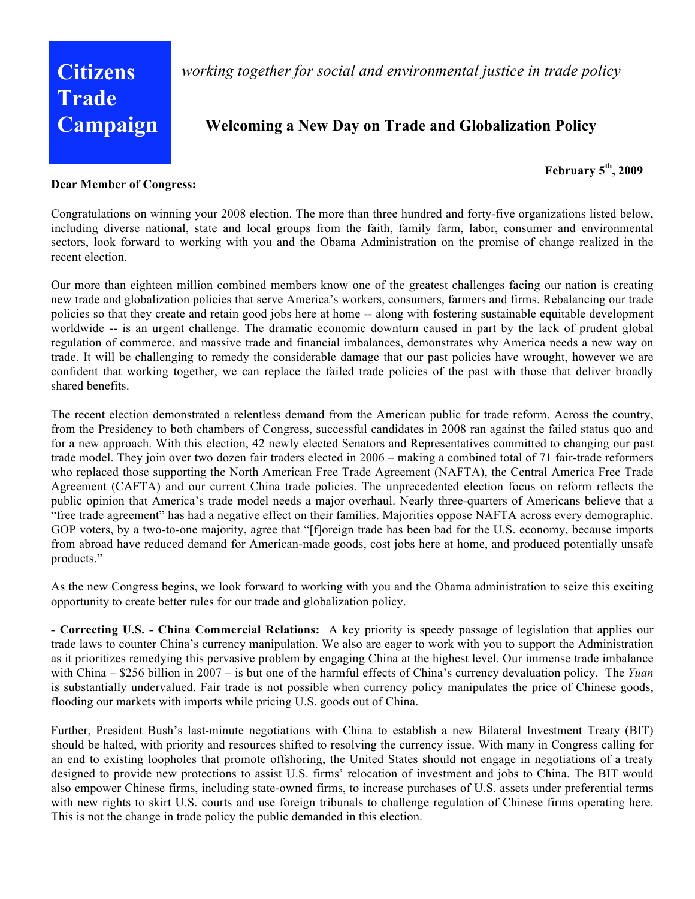**Citizens Trade Campaign**

*working together for social and environmental justice in trade policy*

# Welcoming a New Day on Trade and Globalization Policy

**February 5th, 2009**

**Dear Member of Congress:**

Congratulations on winning your 2008 election. The more than three hundred and forty-five organizations listed below, including diverse national, state and local groups from the faith, family farm, labor, consumer and environmental sectors, look forward to working with you and the Obama Administration on the promise of change realized in the recent election.

Our more than eighteen million combined members know one of the greatest challenges facing our nation is creating new trade and globalization policies that serve America's workers, consumers, farmers and firms. Rebalancing our trade policies so that they create and retain good jobs here at home -- along with fostering sustainable equitable development worldwide -- is an urgent challenge. The dramatic economic downturn caused in part by the lack of prudent global regulation of commerce, and massive trade and financial imbalances, demonstrates why America needs a new way on trade. It will be challenging to remedy the considerable damage that our past policies have wrought, however we are confident that working together, we can replace the failed trade policies of the past with those that deliver broadly shared benefits.

The recent election demonstrated a relentless demand from the American public for trade reform. Across the country, from the Presidency to both chambers of Congress, successful candidates in 2008 ran against the failed status quo and for a new approach. With this election, 42 newly elected Senators and Representatives committed to changing our past trade model. They join over two dozen fair traders elected in 2006 – making a combined total of 71 fair-trade reformers who replaced those supporting the North American Free Trade Agreement (NAFTA), the Central America Free Trade Agreement (CAFTA) and our current China trade policies. The unprecedented election focus on reform reflects the public opinion that America's trade model needs a major overhaul. Nearly three-quarters of Americans believe that a "free trade agreement" has had a negative effect on their families. Majorities oppose NAFTA across every demographic. GOP voters, by a two-to-one majority, agree that "[f]oreign trade has been bad for the U.S. economy, because imports from abroad have reduced demand for American-made goods, cost jobs here at home, and produced potentially unsafe products."

As the new Congress begins, we look forward to working with you and the Obama administration to seize this exciting opportunity to create better rules for our trade and globalization policy.

**- Correcting U.S. - China Commercial Relations:** A key priority is speedy passage of legislation that applies our trade laws to counter China's currency manipulation. We also are eager to work with you to support the Administration as it prioritizes remedying this pervasive problem by engaging China at the highest level. Our immense trade imbalance with China – $256 billion in 2007 – is but one of the harmful effects of China's currency devaluation policy. The *Yuan* is substantially undervalued. Fair trade is not possible when currency policy manipulates the price of Chinese goods, flooding our markets with imports while pricing U.S. goods out of China.

Further, President Bush's last-minute negotiations with China to establish a new Bilateral Investment Treaty (BIT) should be halted, with priority and resources shifted to resolving the currency issue. With many in Congress calling for an end to existing loopholes that promote offshoring, the United States should not engage in negotiations of a treaty designed to provide new protections to assist U.S. firms' relocation of investment and jobs to China. The BIT would also empower Chinese firms, including state-owned firms, to increase purchases of U.S. assets under preferential terms with new rights to skirt U.S. courts and use foreign tribunals to challenge regulation of Chinese firms operating here. This is not the change in trade policy the public demanded in this election.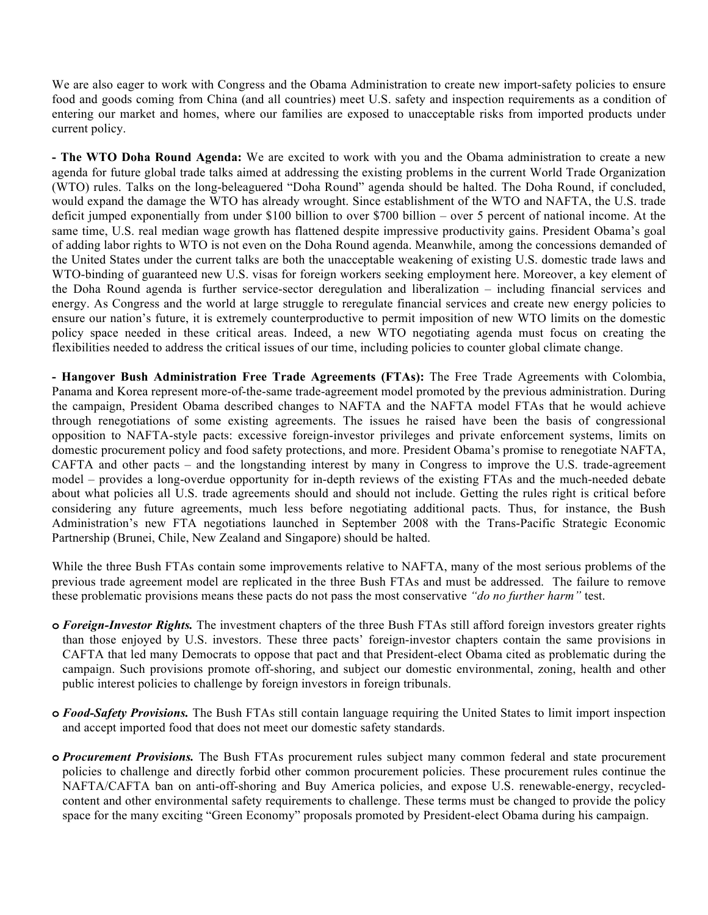We are also eager to work with Congress and the Obama Administration to create new import-safety policies to ensure food and goods coming from China (and all countries) meet U.S. safety and inspection requirements as a condition of entering our market and homes, where our families are exposed to unacceptable risks from imported products under current policy.

**- The WTO Doha Round Agenda:** We are excited to work with you and the Obama administration to create a new agenda for future global trade talks aimed at addressing the existing problems in the current World Trade Organization (WTO) rules. Talks on the long-beleaguered "Doha Round" agenda should be halted. The Doha Round, if concluded, would expand the damage the WTO has already wrought. Since establishment of the WTO and NAFTA, the U.S. trade deficit jumped exponentially from under $100 billion to over $700 billion – over 5 percent of national income. At the same time, U.S. real median wage growth has flattened despite impressive productivity gains. President Obama's goal of adding labor rights to WTO is not even on the Doha Round agenda. Meanwhile, among the concessions demanded of the United States under the current talks are both the unacceptable weakening of existing U.S. domestic trade laws and WTO-binding of guaranteed new U.S. visas for foreign workers seeking employment here. Moreover, a key element of the Doha Round agenda is further service-sector deregulation and liberalization – including financial services and energy. As Congress and the world at large struggle to reregulate financial services and create new energy policies to ensure our nation's future, it is extremely counterproductive to permit imposition of new WTO limits on the domestic policy space needed in these critical areas. Indeed, a new WTO negotiating agenda must focus on creating the flexibilities needed to address the critical issues of our time, including policies to counter global climate change.

**- Hangover Bush Administration Free Trade Agreements (FTAs):** The Free Trade Agreements with Colombia, Panama and Korea represent more-of-the-same trade-agreement model promoted by the previous administration. During the campaign, President Obama described changes to NAFTA and the NAFTA model FTAs that he would achieve through renegotiations of some existing agreements. The issues he raised have been the basis of congressional opposition to NAFTA-style pacts: excessive foreign-investor privileges and private enforcement systems, limits on domestic procurement policy and food safety protections, and more. President Obama's promise to renegotiate NAFTA, CAFTA and other pacts – and the longstanding interest by many in Congress to improve the U.S. trade-agreement model – provides a long-overdue opportunity for in-depth reviews of the existing FTAs and the much-needed debate about what policies all U.S. trade agreements should and should not include. Getting the rules right is critical before considering any future agreements, much less before negotiating additional pacts. Thus, for instance, the Bush Administration's new FTA negotiations launched in September 2008 with the Trans-Pacific Strategic Economic Partnership (Brunei, Chile, New Zealand and Singapore) should be halted.

While the three Bush FTAs contain some improvements relative to NAFTA, many of the most serious problems of the previous trade agreement model are replicated in the three Bush FTAs and must be addressed. The failure to remove these problematic provisions means these pacts do not pass the most conservative *"do no further harm"* test.

- ***Foreign-Investor Rights.*** The investment chapters of the three Bush FTAs still afford foreign investors greater rights than those enjoyed by U.S. investors. These three pacts' foreign-investor chapters contain the same provisions in CAFTA that led many Democrats to oppose that pact and that President-elect Obama cited as problematic during the campaign. Such provisions promote off-shoring, and subject our domestic environmental, zoning, health and other public interest policies to challenge by foreign investors in foreign tribunals.

- ***Food-Safety Provisions.*** The Bush FTAs still contain language requiring the United States to limit import inspection and accept imported food that does not meet our domestic safety standards.

- ***Procurement Provisions.*** The Bush FTAs procurement rules subject many common federal and state procurement policies to challenge and directly forbid other common procurement policies. These procurement rules continue the NAFTA/CAFTA ban on anti-off-shoring and Buy America policies, and expose U.S. renewable-energy, recycled-content and other environmental safety requirements to challenge. These terms must be changed to provide the policy space for the many exciting "Green Economy" proposals promoted by President-elect Obama during his campaign.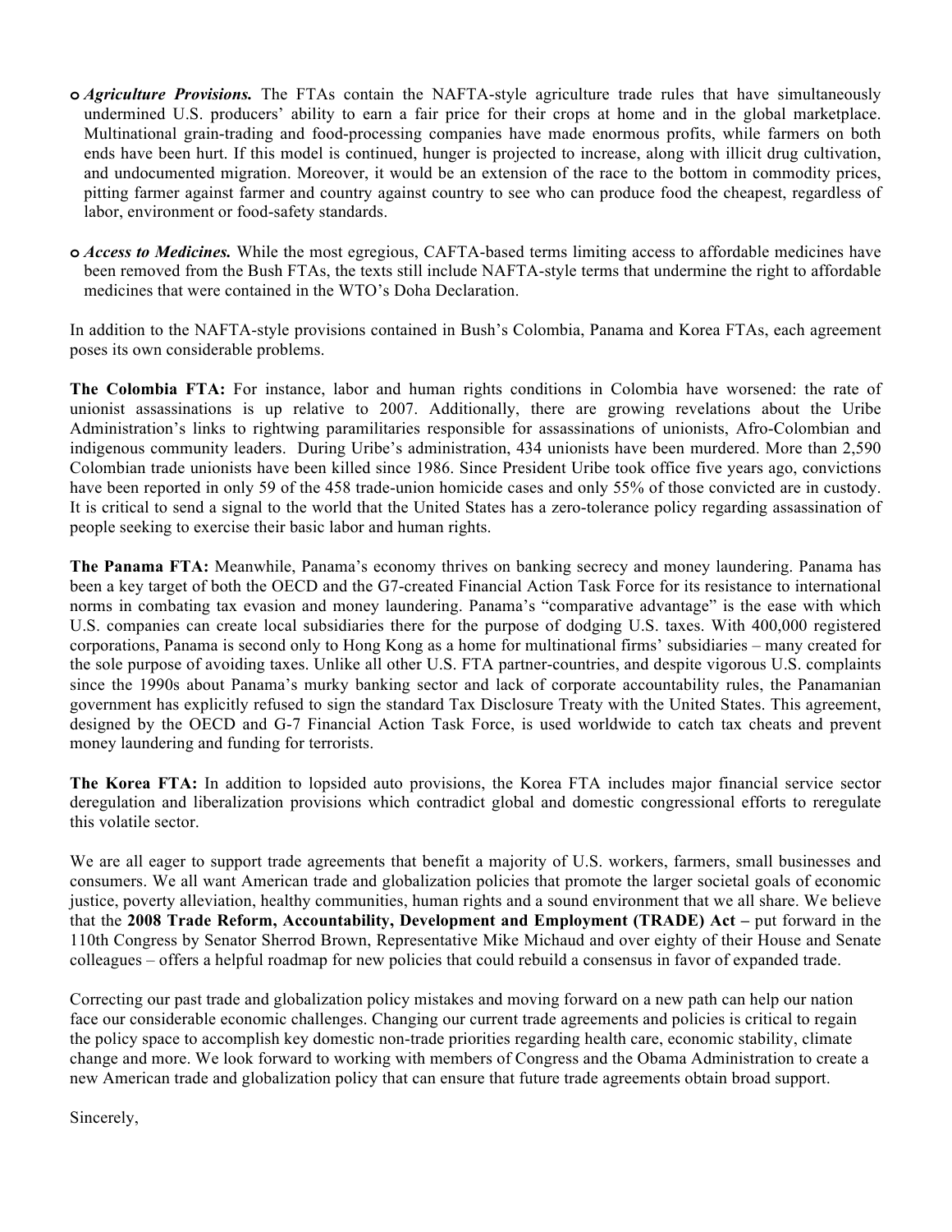- ***Agriculture Provisions.*** The FTAs contain the NAFTA-style agriculture trade rules that have simultaneously undermined U.S. producers' ability to earn a fair price for their crops at home and in the global marketplace. Multinational grain-trading and food-processing companies have made enormous profits, while farmers on both ends have been hurt. If this model is continued, hunger is projected to increase, along with illicit drug cultivation, and undocumented migration. Moreover, it would be an extension of the race to the bottom in commodity prices, pitting farmer against farmer and country against country to see who can produce food the cheapest, regardless of labor, environment or food-safety standards.

- ***Access to Medicines.*** While the most egregious, CAFTA-based terms limiting access to affordable medicines have been removed from the Bush FTAs, the texts still include NAFTA-style terms that undermine the right to affordable medicines that were contained in the WTO's Doha Declaration.

In addition to the NAFTA-style provisions contained in Bush's Colombia, Panama and Korea FTAs, each agreement poses its own considerable problems.

**The Colombia FTA:** For instance, labor and human rights conditions in Colombia have worsened: the rate of unionist assassinations is up relative to 2007. Additionally, there are growing revelations about the Uribe Administration's links to rightwing paramilitaries responsible for assassinations of unionists, Afro-Colombian and indigenous community leaders. During Uribe's administration, 434 unionists have been murdered. More than 2,590 Colombian trade unionists have been killed since 1986. Since President Uribe took office five years ago, convictions have been reported in only 59 of the 458 trade-union homicide cases and only 55% of those convicted are in custody. It is critical to send a signal to the world that the United States has a zero-tolerance policy regarding assassination of people seeking to exercise their basic labor and human rights.

**The Panama FTA:** Meanwhile, Panama's economy thrives on banking secrecy and money laundering. Panama has been a key target of both the OECD and the G7-created Financial Action Task Force for its resistance to international norms in combating tax evasion and money laundering. Panama's "comparative advantage" is the ease with which U.S. companies can create local subsidiaries there for the purpose of dodging U.S. taxes. With 400,000 registered corporations, Panama is second only to Hong Kong as a home for multinational firms' subsidiaries – many created for the sole purpose of avoiding taxes. Unlike all other U.S. FTA partner-countries, and despite vigorous U.S. complaints since the 1990s about Panama's murky banking sector and lack of corporate accountability rules, the Panamanian government has explicitly refused to sign the standard Tax Disclosure Treaty with the United States. This agreement, designed by the OECD and G-7 Financial Action Task Force, is used worldwide to catch tax cheats and prevent money laundering and funding for terrorists.

**The Korea FTA:** In addition to lopsided auto provisions, the Korea FTA includes major financial service sector deregulation and liberalization provisions which contradict global and domestic congressional efforts to reregulate this volatile sector.

We are all eager to support trade agreements that benefit a majority of U.S. workers, farmers, small businesses and consumers. We all want American trade and globalization policies that promote the larger societal goals of economic justice, poverty alleviation, healthy communities, human rights and a sound environment that we all share. We believe that the **2008 Trade Reform, Accountability, Development and Employment (TRADE) Act –** put forward in the 110th Congress by Senator Sherrod Brown, Representative Mike Michaud and over eighty of their House and Senate colleagues – offers a helpful roadmap for new policies that could rebuild a consensus in favor of expanded trade.

Correcting our past trade and globalization policy mistakes and moving forward on a new path can help our nation face our considerable economic challenges. Changing our current trade agreements and policies is critical to regain the policy space to accomplish key domestic non-trade priorities regarding health care, economic stability, climate change and more. We look forward to working with members of Congress and the Obama Administration to create a new American trade and globalization policy that can ensure that future trade agreements obtain broad support.

Sincerely,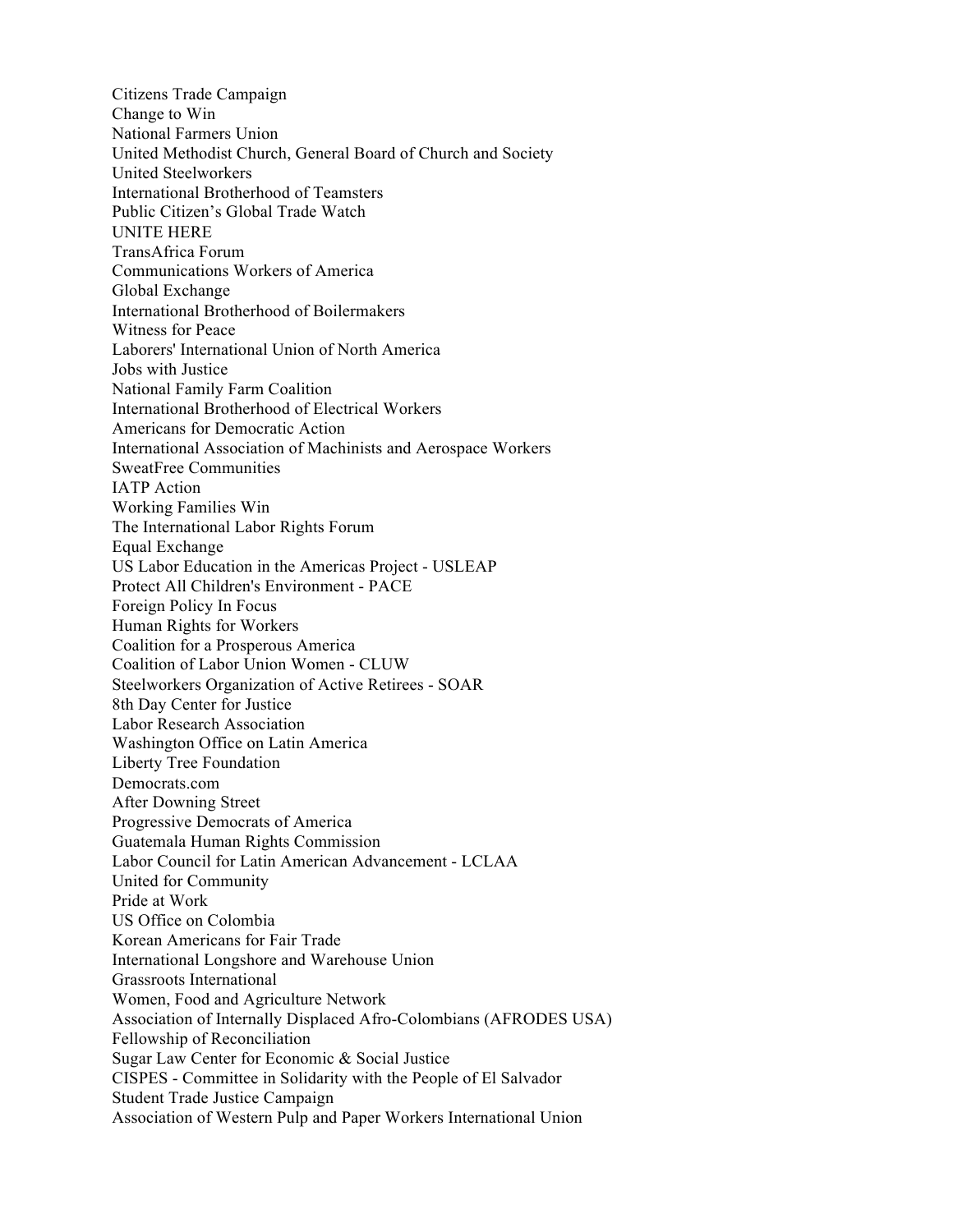Citizens Trade Campaign
Change to Win
National Farmers Union
United Methodist Church, General Board of Church and Society
United Steelworkers
International Brotherhood of Teamsters
Public Citizen's Global Trade Watch
UNITE HERE
TransAfrica Forum
Communications Workers of America
Global Exchange
International Brotherhood of Boilermakers
Witness for Peace
Laborers' International Union of North America
Jobs with Justice
National Family Farm Coalition
International Brotherhood of Electrical Workers
Americans for Democratic Action
International Association of Machinists and Aerospace Workers
SweatFree Communities
IATP Action
Working Families Win
The International Labor Rights Forum
Equal Exchange
US Labor Education in the Americas Project - USLEAP
Protect All Children's Environment - PACE
Foreign Policy In Focus
Human Rights for Workers
Coalition for a Prosperous America
Coalition of Labor Union Women - CLUW
Steelworkers Organization of Active Retirees - SOAR
8th Day Center for Justice
Labor Research Association
Washington Office on Latin America
Liberty Tree Foundation
Democrats.com
After Downing Street
Progressive Democrats of America
Guatemala Human Rights Commission
Labor Council for Latin American Advancement - LCLAA
United for Community
Pride at Work
US Office on Colombia
Korean Americans for Fair Trade
International Longshore and Warehouse Union
Grassroots International
Women, Food and Agriculture Network
Association of Internally Displaced Afro-Colombians (AFRODES USA)
Fellowship of Reconciliation
Sugar Law Center for Economic & Social Justice
CISPES - Committee in Solidarity with the People of El Salvador
Student Trade Justice Campaign
Association of Western Pulp and Paper Workers International Union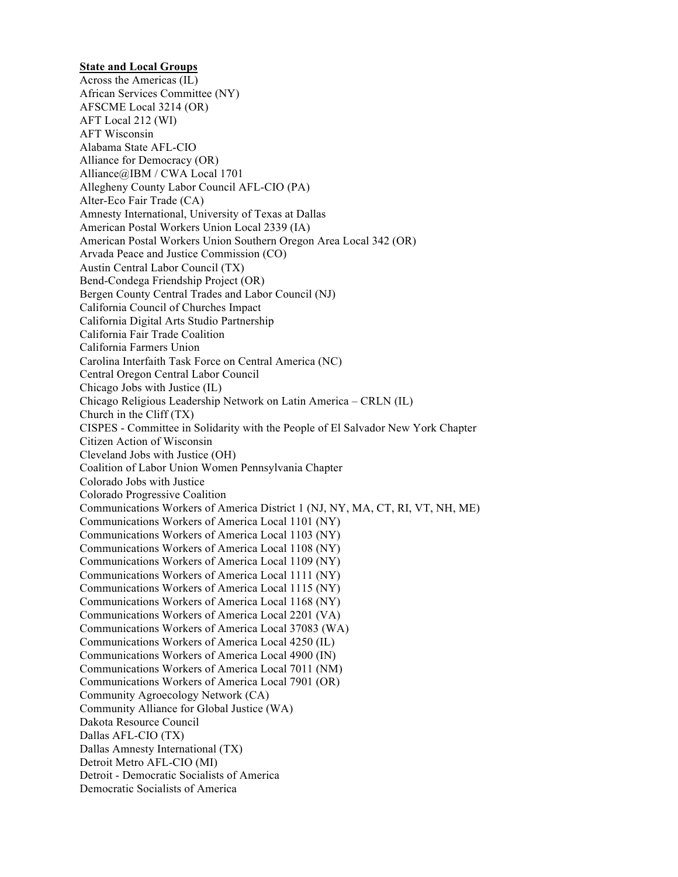**State and Local Groups**

Across the Americas (IL)
African Services Committee (NY)
AFSCME Local 3214 (OR)
AFT Local 212 (WI)
AFT Wisconsin
Alabama State AFL-CIO
Alliance for Democracy (OR)
Alliance@IBM / CWA Local 1701
Allegheny County Labor Council AFL-CIO (PA)
Alter-Eco Fair Trade (CA)
Amnesty International, University of Texas at Dallas
American Postal Workers Union Local 2339 (IA)
American Postal Workers Union Southern Oregon Area Local 342 (OR)
Arvada Peace and Justice Commission (CO)
Austin Central Labor Council (TX)
Bend-Condega Friendship Project (OR)
Bergen County Central Trades and Labor Council (NJ)
California Council of Churches Impact
California Digital Arts Studio Partnership
California Fair Trade Coalition
California Farmers Union
Carolina Interfaith Task Force on Central America (NC)
Central Oregon Central Labor Council
Chicago Jobs with Justice (IL)
Chicago Religious Leadership Network on Latin America – CRLN (IL)
Church in the Cliff (TX)
CISPES - Committee in Solidarity with the People of El Salvador New York Chapter
Citizen Action of Wisconsin
Cleveland Jobs with Justice (OH)
Coalition of Labor Union Women Pennsylvania Chapter
Colorado Jobs with Justice
Colorado Progressive Coalition
Communications Workers of America District 1 (NJ, NY, MA, CT, RI, VT, NH, ME)
Communications Workers of America Local 1101 (NY)
Communications Workers of America Local 1103 (NY)
Communications Workers of America Local 1108 (NY)
Communications Workers of America Local 1109 (NY)
Communications Workers of America Local 1111 (NY)
Communications Workers of America Local 1115 (NY)
Communications Workers of America Local 1168 (NY)
Communications Workers of America Local 2201 (VA)
Communications Workers of America Local 37083 (WA)
Communications Workers of America Local 4250 (IL)
Communications Workers of America Local 4900 (IN)
Communications Workers of America Local 7011 (NM)
Communications Workers of America Local 7901 (OR)
Community Agroecology Network (CA)
Community Alliance for Global Justice (WA)
Dakota Resource Council
Dallas AFL-CIO (TX)
Dallas Amnesty International (TX)
Detroit Metro AFL-CIO (MI)
Detroit - Democratic Socialists of America
Democratic Socialists of America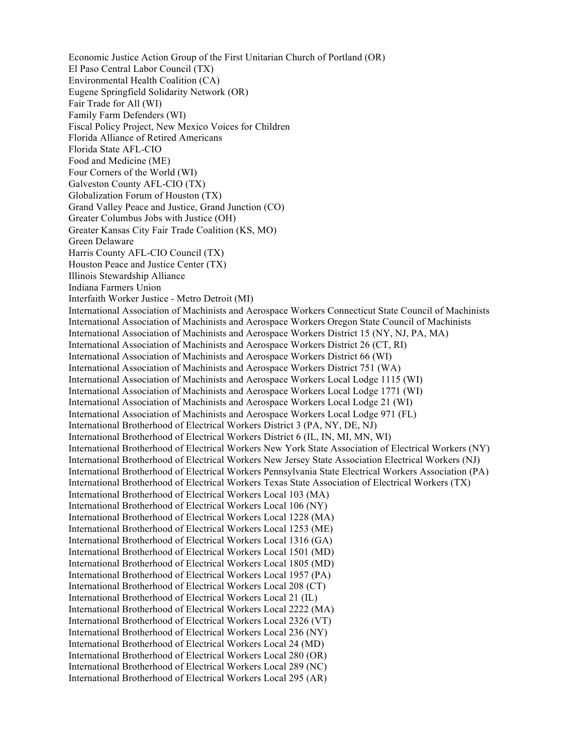Economic Justice Action Group of the First Unitarian Church of Portland (OR)
El Paso Central Labor Council (TX)
Environmental Health Coalition (CA)
Eugene Springfield Solidarity Network (OR)
Fair Trade for All (WI)
Family Farm Defenders (WI)
Fiscal Policy Project, New Mexico Voices for Children
Florida Alliance of Retired Americans
Florida State AFL-CIO
Food and Medicine (ME)
Four Corners of the World (WI)
Galveston County AFL-CIO (TX)
Globalization Forum of Houston (TX)
Grand Valley Peace and Justice, Grand Junction (CO)
Greater Columbus Jobs with Justice (OH)
Greater Kansas City Fair Trade Coalition (KS, MO)
Green Delaware
Harris County AFL-CIO Council (TX)
Houston Peace and Justice Center (TX)
Illinois Stewardship Alliance
Indiana Farmers Union
Interfaith Worker Justice - Metro Detroit (MI)
International Association of Machinists and Aerospace Workers Connecticut State Council of Machinists
International Association of Machinists and Aerospace Workers Oregon State Council of Machinists
International Association of Machinists and Aerospace Workers District 15 (NY, NJ, PA, MA)
International Association of Machinists and Aerospace Workers District 26 (CT, RI)
International Association of Machinists and Aerospace Workers District 66 (WI)
International Association of Machinists and Aerospace Workers District 751 (WA)
International Association of Machinists and Aerospace Workers Local Lodge 1115 (WI)
International Association of Machinists and Aerospace Workers Local Lodge 1771 (WI)
International Association of Machinists and Aerospace Workers Local Lodge 21 (WI)
International Association of Machinists and Aerospace Workers Local Lodge 971 (FL)
International Brotherhood of Electrical Workers District 3 (PA, NY, DE, NJ)
International Brotherhood of Electrical Workers District 6 (IL, IN, MI, MN, WI)
International Brotherhood of Electrical Workers New York State Association of Electrical Workers (NY)
International Brotherhood of Electrical Workers New Jersey State Association Electrical Workers (NJ)
International Brotherhood of Electrical Workers Pennsylvania State Electrical Workers Association (PA)
International Brotherhood of Electrical Workers Texas State Association of Electrical Workers (TX)
International Brotherhood of Electrical Workers Local 103 (MA)
International Brotherhood of Electrical Workers Local 106 (NY)
International Brotherhood of Electrical Workers Local 1228 (MA)
International Brotherhood of Electrical Workers Local 1253 (ME)
International Brotherhood of Electrical Workers Local 1316 (GA)
International Brotherhood of Electrical Workers Local 1501 (MD)
International Brotherhood of Electrical Workers Local 1805 (MD)
International Brotherhood of Electrical Workers Local 1957 (PA)
International Brotherhood of Electrical Workers Local 208 (CT)
International Brotherhood of Electrical Workers Local 21 (IL)
International Brotherhood of Electrical Workers Local 2222 (MA)
International Brotherhood of Electrical Workers Local 2326 (VT)
International Brotherhood of Electrical Workers Local 236 (NY)
International Brotherhood of Electrical Workers Local 24 (MD)
International Brotherhood of Electrical Workers Local 280 (OR)
International Brotherhood of Electrical Workers Local 289 (NC)
International Brotherhood of Electrical Workers Local 295 (AR)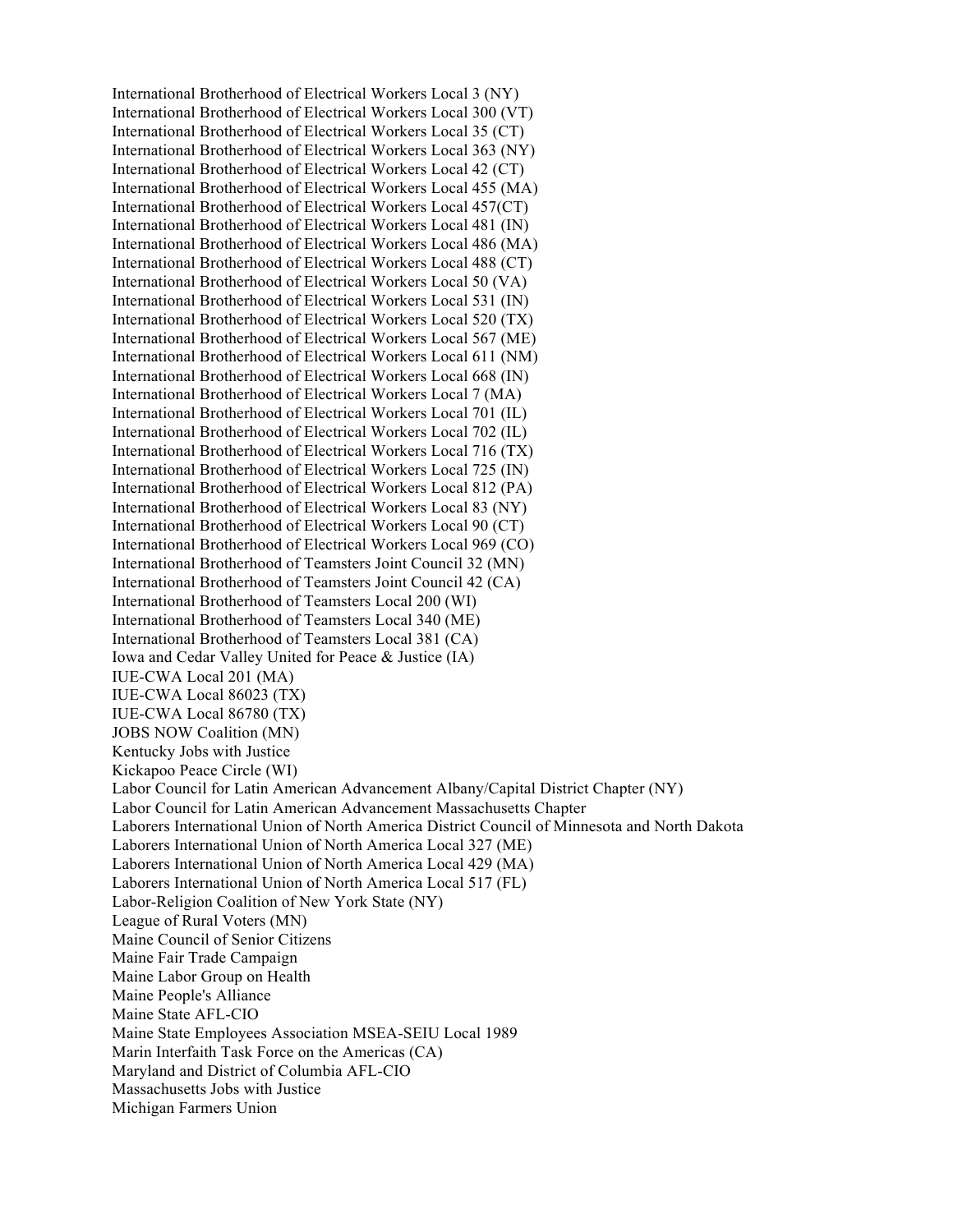International Brotherhood of Electrical Workers Local 3 (NY)
International Brotherhood of Electrical Workers Local 300 (VT)
International Brotherhood of Electrical Workers Local 35 (CT)
International Brotherhood of Electrical Workers Local 363 (NY)
International Brotherhood of Electrical Workers Local 42 (CT)
International Brotherhood of Electrical Workers Local 455 (MA)
International Brotherhood of Electrical Workers Local 457(CT)
International Brotherhood of Electrical Workers Local 481 (IN)
International Brotherhood of Electrical Workers Local 486 (MA)
International Brotherhood of Electrical Workers Local 488 (CT)
International Brotherhood of Electrical Workers Local 50 (VA)
International Brotherhood of Electrical Workers Local 531 (IN)
International Brotherhood of Electrical Workers Local 520 (TX)
International Brotherhood of Electrical Workers Local 567 (ME)
International Brotherhood of Electrical Workers Local 611 (NM)
International Brotherhood of Electrical Workers Local 668 (IN)
International Brotherhood of Electrical Workers Local 7 (MA)
International Brotherhood of Electrical Workers Local 701 (IL)
International Brotherhood of Electrical Workers Local 702 (IL)
International Brotherhood of Electrical Workers Local 716 (TX)
International Brotherhood of Electrical Workers Local 725 (IN)
International Brotherhood of Electrical Workers Local 812 (PA)
International Brotherhood of Electrical Workers Local 83 (NY)
International Brotherhood of Electrical Workers Local 90 (CT)
International Brotherhood of Electrical Workers Local 969 (CO)
International Brotherhood of Teamsters Joint Council 32 (MN)
International Brotherhood of Teamsters Joint Council 42 (CA)
International Brotherhood of Teamsters Local 200 (WI)
International Brotherhood of Teamsters Local 340 (ME)
International Brotherhood of Teamsters Local 381 (CA)
Iowa and Cedar Valley United for Peace & Justice (IA)
IUE-CWA Local 201 (MA)
IUE-CWA Local 86023 (TX)
IUE-CWA Local 86780 (TX)
JOBS NOW Coalition (MN)
Kentucky Jobs with Justice
Kickapoo Peace Circle (WI)
Labor Council for Latin American Advancement Albany/Capital District Chapter (NY)
Labor Council for Latin American Advancement Massachusetts Chapter
Laborers International Union of North America District Council of Minnesota and North Dakota
Laborers International Union of North America Local 327 (ME)
Laborers International Union of North America Local 429 (MA)
Laborers International Union of North America Local 517 (FL)
Labor-Religion Coalition of New York State (NY)
League of Rural Voters (MN)
Maine Council of Senior Citizens
Maine Fair Trade Campaign
Maine Labor Group on Health
Maine People's Alliance
Maine State AFL-CIO
Maine State Employees Association MSEA-SEIU Local 1989
Marin Interfaith Task Force on the Americas (CA)
Maryland and District of Columbia AFL-CIO
Massachusetts Jobs with Justice
Michigan Farmers Union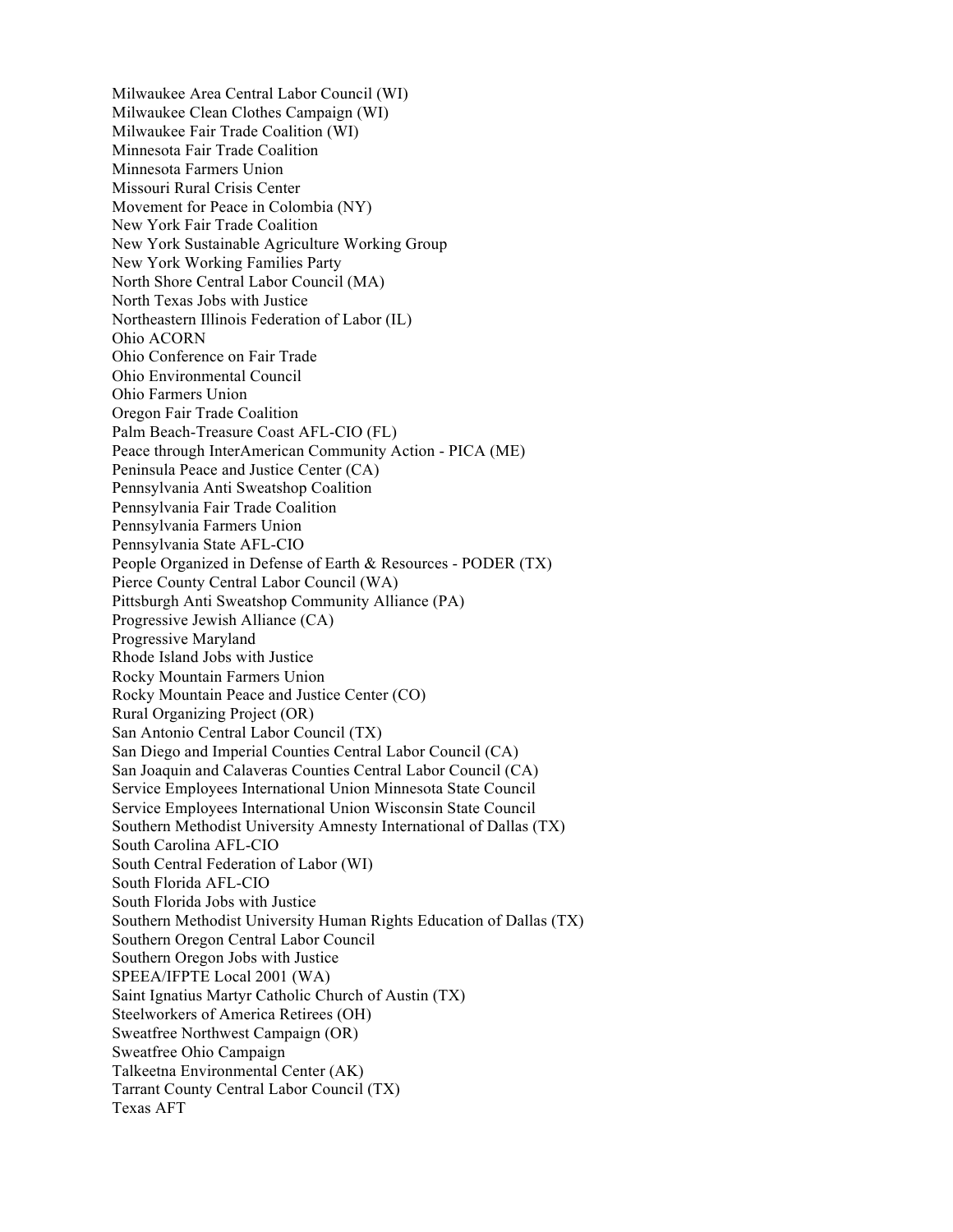Milwaukee Area Central Labor Council (WI)
Milwaukee Clean Clothes Campaign (WI)
Milwaukee Fair Trade Coalition (WI)
Minnesota Fair Trade Coalition
Minnesota Farmers Union
Missouri Rural Crisis Center
Movement for Peace in Colombia (NY)
New York Fair Trade Coalition
New York Sustainable Agriculture Working Group
New York Working Families Party
North Shore Central Labor Council (MA)
North Texas Jobs with Justice
Northeastern Illinois Federation of Labor (IL)
Ohio ACORN
Ohio Conference on Fair Trade
Ohio Environmental Council
Ohio Farmers Union
Oregon Fair Trade Coalition
Palm Beach-Treasure Coast AFL-CIO (FL)
Peace through InterAmerican Community Action - PICA (ME)
Peninsula Peace and Justice Center (CA)
Pennsylvania Anti Sweatshop Coalition
Pennsylvania Fair Trade Coalition
Pennsylvania Farmers Union
Pennsylvania State AFL-CIO
People Organized in Defense of Earth & Resources - PODER (TX)
Pierce County Central Labor Council (WA)
Pittsburgh Anti Sweatshop Community Alliance (PA)
Progressive Jewish Alliance (CA)
Progressive Maryland
Rhode Island Jobs with Justice
Rocky Mountain Farmers Union
Rocky Mountain Peace and Justice Center (CO)
Rural Organizing Project (OR)
San Antonio Central Labor Council (TX)
San Diego and Imperial Counties Central Labor Council (CA)
San Joaquin and Calaveras Counties Central Labor Council (CA)
Service Employees International Union Minnesota State Council
Service Employees International Union Wisconsin State Council
Southern Methodist University Amnesty International of Dallas (TX)
South Carolina AFL-CIO
South Central Federation of Labor (WI)
South Florida AFL-CIO
South Florida Jobs with Justice
Southern Methodist University Human Rights Education of Dallas (TX)
Southern Oregon Central Labor Council
Southern Oregon Jobs with Justice
SPEEA/IFPTE Local 2001 (WA)
Saint Ignatius Martyr Catholic Church of Austin (TX)
Steelworkers of America Retirees (OH)
Sweatfree Northwest Campaign (OR)
Sweatfree Ohio Campaign
Talkeetna Environmental Center (AK)
Tarrant County Central Labor Council (TX)
Texas AFT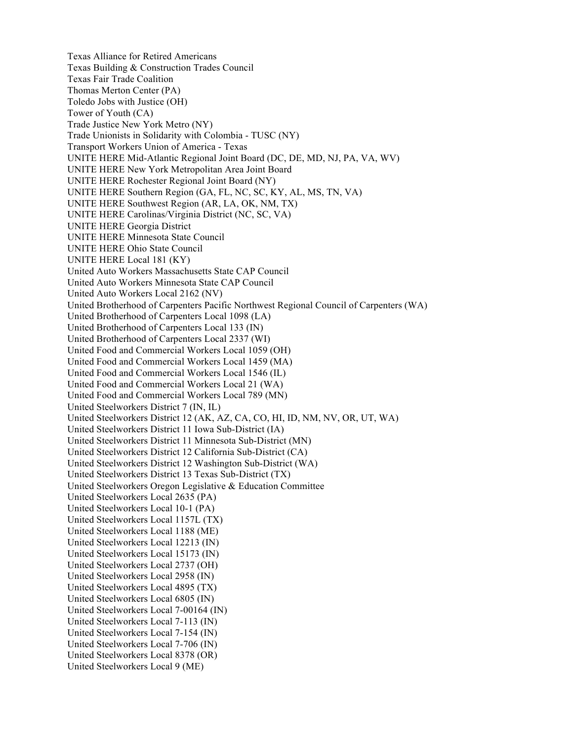Texas Alliance for Retired Americans
Texas Building & Construction Trades Council
Texas Fair Trade Coalition
Thomas Merton Center (PA)
Toledo Jobs with Justice (OH)
Tower of Youth (CA)
Trade Justice New York Metro (NY)
Trade Unionists in Solidarity with Colombia - TUSC (NY)
Transport Workers Union of America - Texas
UNITE HERE Mid-Atlantic Regional Joint Board (DC, DE, MD, NJ, PA, VA, WV)
UNITE HERE New York Metropolitan Area Joint Board
UNITE HERE Rochester Regional Joint Board (NY)
UNITE HERE Southern Region (GA, FL, NC, SC, KY, AL, MS, TN, VA)
UNITE HERE Southwest Region (AR, LA, OK, NM, TX)
UNITE HERE Carolinas/Virginia District (NC, SC, VA)
UNITE HERE Georgia District
UNITE HERE Minnesota State Council
UNITE HERE Ohio State Council
UNITE HERE Local 181 (KY)
United Auto Workers Massachusetts State CAP Council
United Auto Workers Minnesota State CAP Council
United Auto Workers Local 2162 (NV)
United Brotherhood of Carpenters Pacific Northwest Regional Council of Carpenters (WA)
United Brotherhood of Carpenters Local 1098 (LA)
United Brotherhood of Carpenters Local 133 (IN)
United Brotherhood of Carpenters Local 2337 (WI)
United Food and Commercial Workers Local 1059 (OH)
United Food and Commercial Workers Local 1459 (MA)
United Food and Commercial Workers Local 1546 (IL)
United Food and Commercial Workers Local 21 (WA)
United Food and Commercial Workers Local 789 (MN)
United Steelworkers District 7 (IN, IL)
United Steelworkers District 12 (AK, AZ, CA, CO, HI, ID, NM, NV, OR, UT, WA)
United Steelworkers District 11 Iowa Sub-District (IA)
United Steelworkers District 11 Minnesota Sub-District (MN)
United Steelworkers District 12 California Sub-District (CA)
United Steelworkers District 12 Washington Sub-District (WA)
United Steelworkers District 13 Texas Sub-District (TX)
United Steelworkers Oregon Legislative & Education Committee
United Steelworkers Local 2635 (PA)
United Steelworkers Local 10-1 (PA)
United Steelworkers Local 1157L (TX)
United Steelworkers Local 1188 (ME)
United Steelworkers Local 12213 (IN)
United Steelworkers Local 15173 (IN)
United Steelworkers Local 2737 (OH)
United Steelworkers Local 2958 (IN)
United Steelworkers Local 4895 (TX)
United Steelworkers Local 6805 (IN)
United Steelworkers Local 7-00164 (IN)
United Steelworkers Local 7-113 (IN)
United Steelworkers Local 7-154 (IN)
United Steelworkers Local 7-706 (IN)
United Steelworkers Local 8378 (OR)
United Steelworkers Local 9 (ME)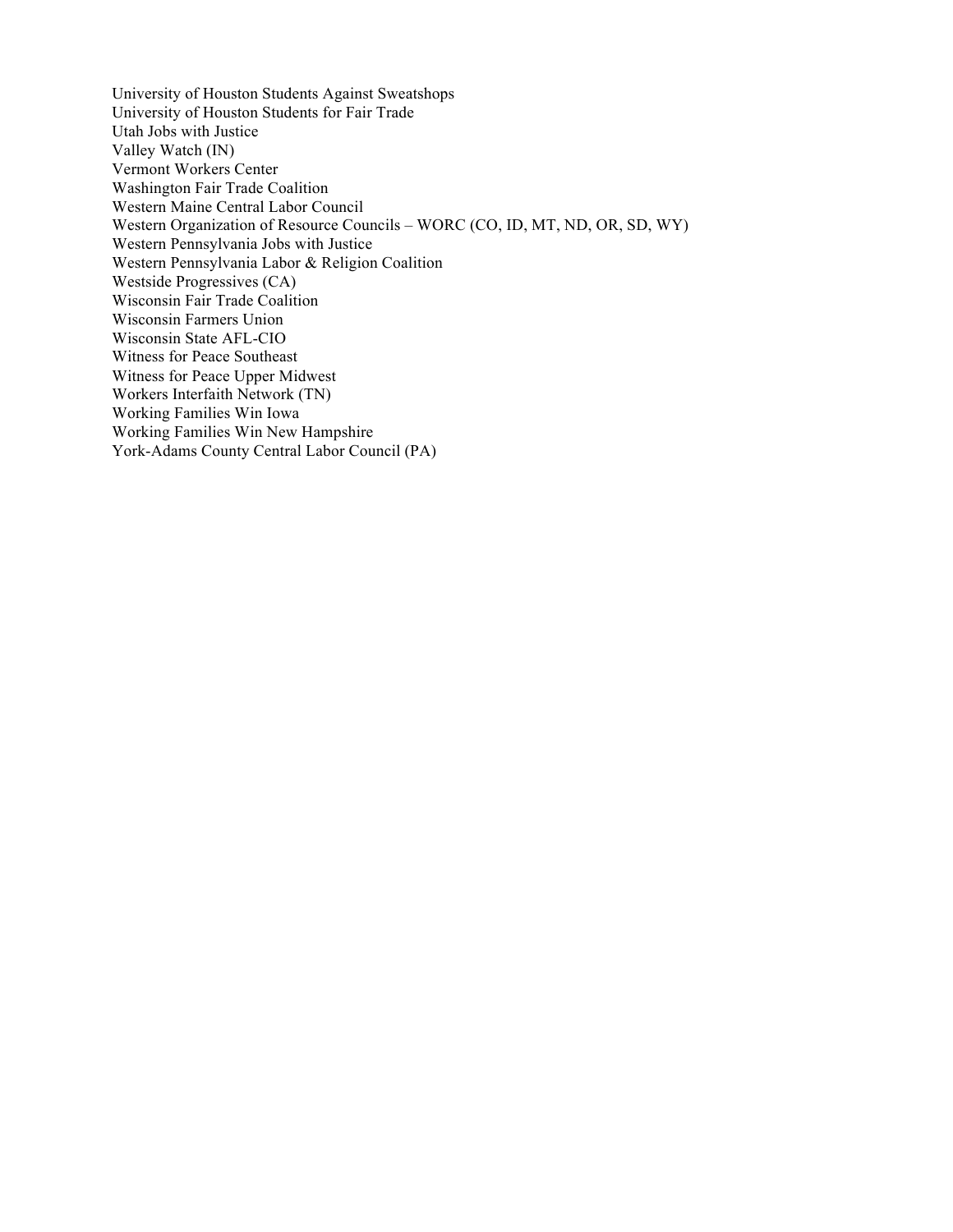University of Houston Students Against Sweatshops
University of Houston Students for Fair Trade
Utah Jobs with Justice
Valley Watch (IN)
Vermont Workers Center
Washington Fair Trade Coalition
Western Maine Central Labor Council
Western Organization of Resource Councils – WORC (CO, ID, MT, ND, OR, SD, WY)
Western Pennsylvania Jobs with Justice
Western Pennsylvania Labor & Religion Coalition
Westside Progressives (CA)
Wisconsin Fair Trade Coalition
Wisconsin Farmers Union
Wisconsin State AFL-CIO
Witness for Peace Southeast
Witness for Peace Upper Midwest
Workers Interfaith Network (TN)
Working Families Win Iowa
Working Families Win New Hampshire
York-Adams County Central Labor Council (PA)